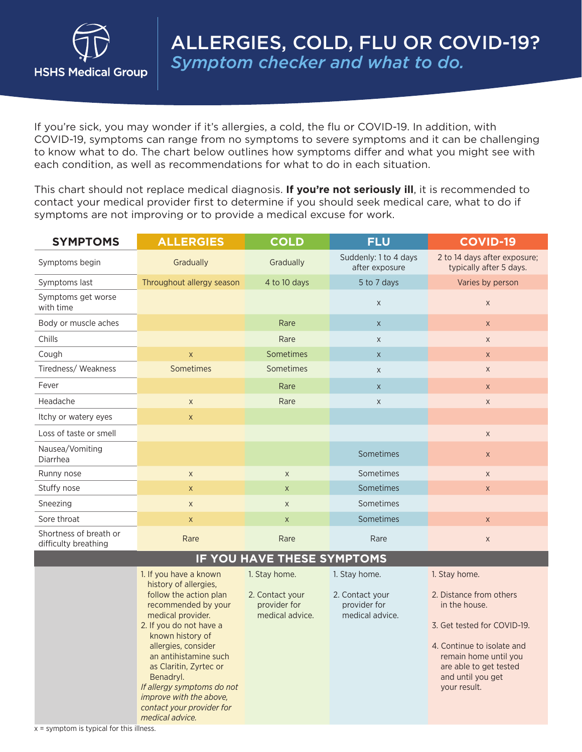HSHS Medical Group

# ALLERGIES, COLD, FLU OR COVID-19?

## *Symptom checker and what to do.*

If you're sick, you may wonder if it's allergies, a cold, the flu or COVID-19. In addition, with COVID-19, symptoms can range from no symptoms to severe symptoms and it can be challenging to know what to do. The chart below outlines how symptoms differ and what you might see with each condition, as well as recommendations for what to do in each situation.

This chart should not replace medical diagnosis. **If you're not seriously ill**, it is recommended to contact your medical provider first to determine if you should seek medical care, what to do if symptoms are not improving or to provide a medical excuse for work.

| SYMPTOMS | ALLERGIES | COLD | FLU | COVID-19 |
|---|---|---|---|---|
| Symptoms begin | Gradually | Gradually | Suddenly: 1 to 4 days after exposure | 2 to 14 days after exposure; typically after 5 days. |
| Symptoms last | Throughout allergy season | 4 to 10 days | 5 to 7 days | Varies by person |
| Symptoms get worse with time | | | x | x |
| Body or muscle aches | | Rare | x | x |
| Chills | | Rare | x | x |
| Cough | x | Sometimes | x | x |
| Tiredness/ Weakness | Sometimes | Sometimes | x | x |
| Fever | | Rare | x | x |
| Headache | x | Rare | x | x |
| Itchy or watery eyes | x | | | |
| Loss of taste or smell | | | | x |
| Nausea/Vomiting Diarrhea | | | Sometimes | x |
| Runny nose | x | x | Sometimes | x |
| Stuffy nose | x | x | Sometimes | x |
| Sneezing | x | x | Sometimes | |
| Sore throat | x | x | Sometimes | x |
| Shortness of breath or difficulty breathing | Rare | Rare | Rare | x |
| **IF YOU HAVE THESE SYMPTOMS** | | | | |
| | 1. If you have a known history of allergies, follow the action plan recommended by your medical provider.<br>2. If you do not have a known history of allergies, consider an antihistamine such as Claritin, Zyrtec or Benadryl.<br>*If allergy symptoms do not improve with the above, contact your provider for medical advice.* | 1. Stay home.<br>2. Contact your provider for medical advice. | 1. Stay home.<br>2. Contact your provider for medical advice. | 1. Stay home.<br>2. Distance from others in the house.<br>3. Get tested for COVID-19.<br>4. Continue to isolate and remain home until you are able to get tested and until you get your result. |

x = symptom is typical for this illness.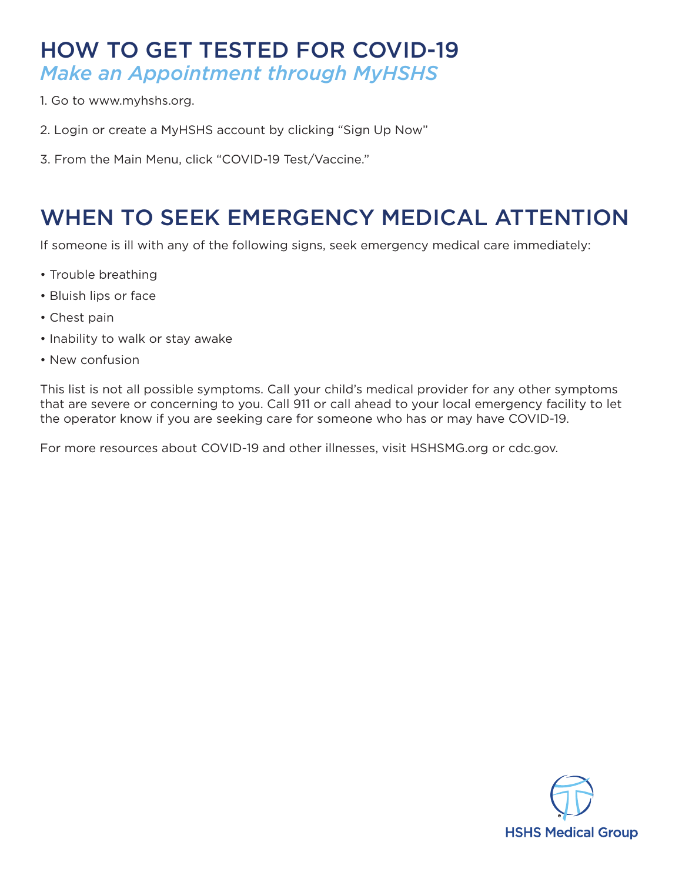# HOW TO GET TESTED FOR COVID-19

*Make an Appointment through MyHSHS*

1. Go to www.myhshs.org.

2. Login or create a MyHSHS account by clicking "Sign Up Now"

3. From the Main Menu, click "COVID-19 Test/Vaccine."

# WHEN TO SEEK EMERGENCY MEDICAL ATTENTION

If someone is ill with any of the following signs, seek emergency medical care immediately:

- Trouble breathing
- Bluish lips or face
- Chest pain
- Inability to walk or stay awake
- New confusion

This list is not all possible symptoms. Call your child's medical provider for any other symptoms that are severe or concerning to you. Call 911 or call ahead to your local emergency facility to let the operator know if you are seeking care for someone who has or may have COVID-19.

For more resources about COVID-19 and other illnesses, visit HSHSMG.org or cdc.gov.

HSHS Medical Group